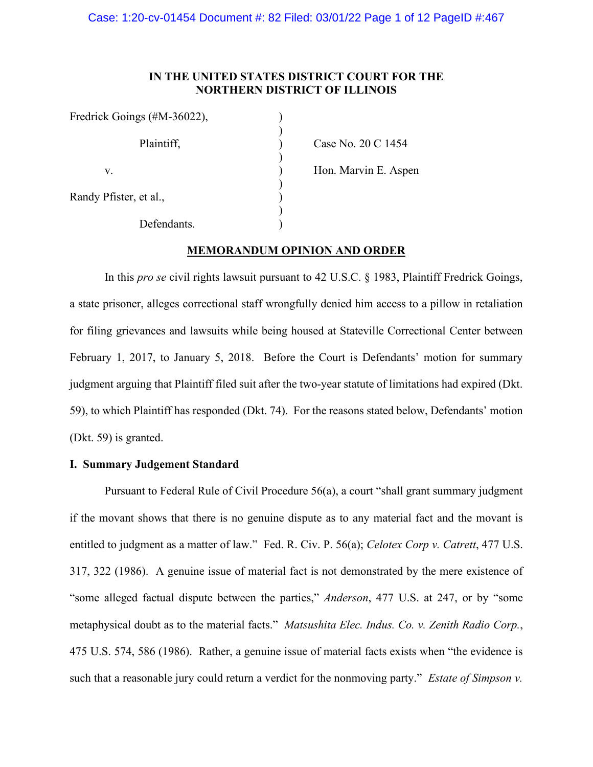**IN THE UNITED STATES DISTRICT COURT FOR THE NORTHERN DISTRICT OF ILLINOIS**

Fredrick Goings (#M-36022),

Plaintiff,

v.

Randy Pfister, et al.,

Defendants.

Case No. 20 C 1454

Hon. Marvin E. Aspen

**MEMORANDUM OPINION AND ORDER**

In this *pro se* civil rights lawsuit pursuant to 42 U.S.C. § 1983, Plaintiff Fredrick Goings, a state prisoner, alleges correctional staff wrongfully denied him access to a pillow in retaliation for filing grievances and lawsuits while being housed at Stateville Correctional Center between February 1, 2017, to January 5, 2018. Before the Court is Defendants' motion for summary judgment arguing that Plaintiff filed suit after the two-year statute of limitations had expired (Dkt. 59), to which Plaintiff has responded (Dkt. 74). For the reasons stated below, Defendants' motion (Dkt. 59) is granted.

**I. Summary Judgement Standard**

Pursuant to Federal Rule of Civil Procedure 56(a), a court "shall grant summary judgment if the movant shows that there is no genuine dispute as to any material fact and the movant is entitled to judgment as a matter of law." Fed. R. Civ. P. 56(a); *Celotex Corp v. Catrett*, 477 U.S. 317, 322 (1986). A genuine issue of material fact is not demonstrated by the mere existence of "some alleged factual dispute between the parties," *Anderson*, 477 U.S. at 247, or by "some metaphysical doubt as to the material facts." *Matsushita Elec. Indus. Co. v. Zenith Radio Corp.*, 475 U.S. 574, 586 (1986). Rather, a genuine issue of material facts exists when "the evidence is such that a reasonable jury could return a verdict for the nonmoving party." *Estate of Simpson v.*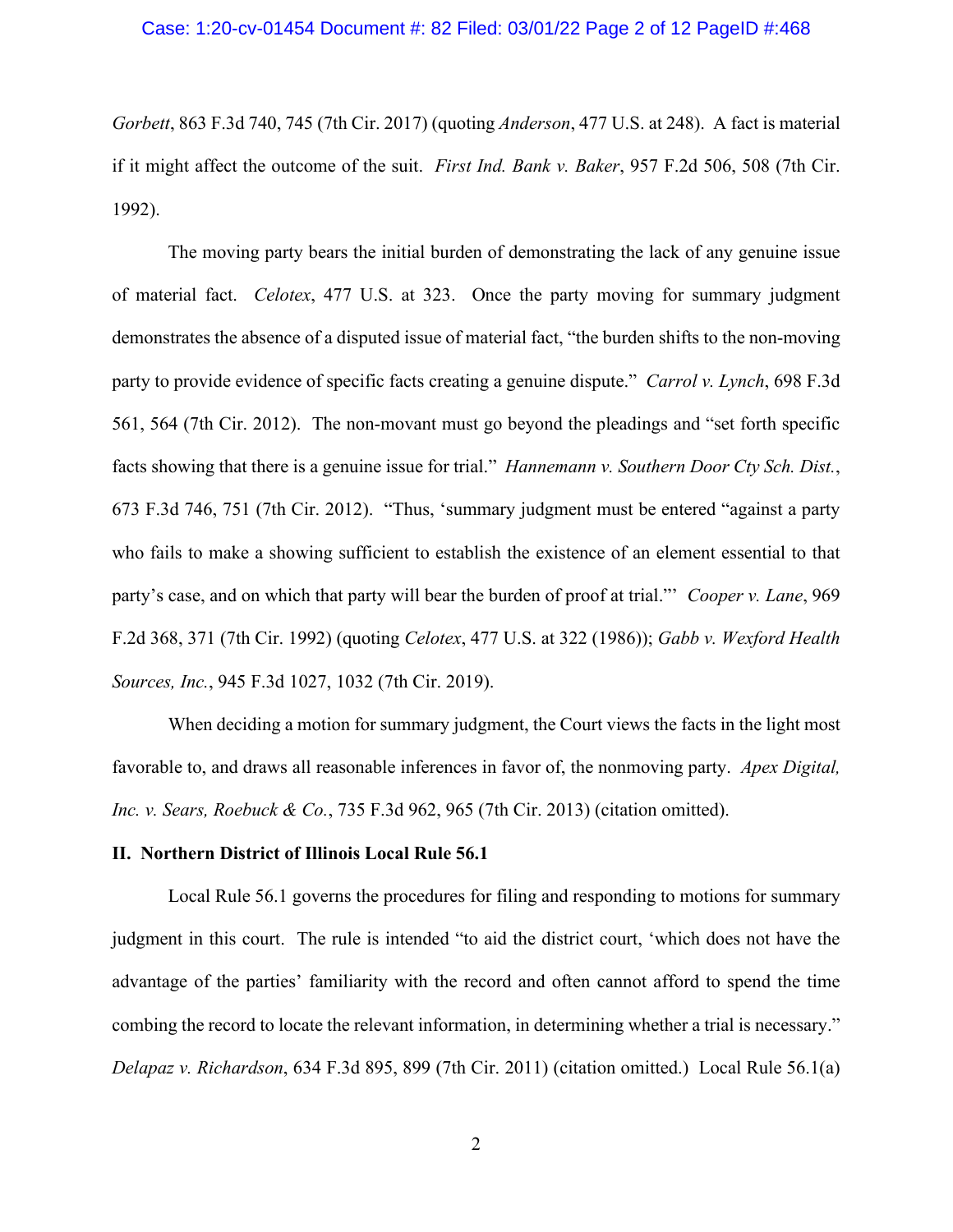*Gorbett*, 863 F.3d 740, 745 (7th Cir. 2017) (quoting *Anderson*, 477 U.S. at 248). A fact is material if it might affect the outcome of the suit. *First Ind. Bank v. Baker*, 957 F.2d 506, 508 (7th Cir. 1992).

The moving party bears the initial burden of demonstrating the lack of any genuine issue of material fact. *Celotex*, 477 U.S. at 323. Once the party moving for summary judgment demonstrates the absence of a disputed issue of material fact, "the burden shifts to the non-moving party to provide evidence of specific facts creating a genuine dispute." *Carrol v. Lynch*, 698 F.3d 561, 564 (7th Cir. 2012). The non-movant must go beyond the pleadings and "set forth specific facts showing that there is a genuine issue for trial." *Hannemann v. Southern Door Cty Sch. Dist.*, 673 F.3d 746, 751 (7th Cir. 2012). "Thus, 'summary judgment must be entered "against a party who fails to make a showing sufficient to establish the existence of an element essential to that party's case, and on which that party will bear the burden of proof at trial."' *Cooper v. Lane*, 969 F.2d 368, 371 (7th Cir. 1992) (quoting *Celotex*, 477 U.S. at 322 (1986)); *Gabb v. Wexford Health Sources, Inc.*, 945 F.3d 1027, 1032 (7th Cir. 2019).

When deciding a motion for summary judgment, the Court views the facts in the light most favorable to, and draws all reasonable inferences in favor of, the nonmoving party. *Apex Digital, Inc. v. Sears, Roebuck & Co.*, 735 F.3d 962, 965 (7th Cir. 2013) (citation omitted).

## II. Northern District of Illinois Local Rule 56.1

Local Rule 56.1 governs the procedures for filing and responding to motions for summary judgment in this court. The rule is intended "to aid the district court, 'which does not have the advantage of the parties' familiarity with the record and often cannot afford to spend the time combing the record to locate the relevant information, in determining whether a trial is necessary." *Delapaz v. Richardson*, 634 F.3d 895, 899 (7th Cir. 2011) (citation omitted.) Local Rule 56.1(a)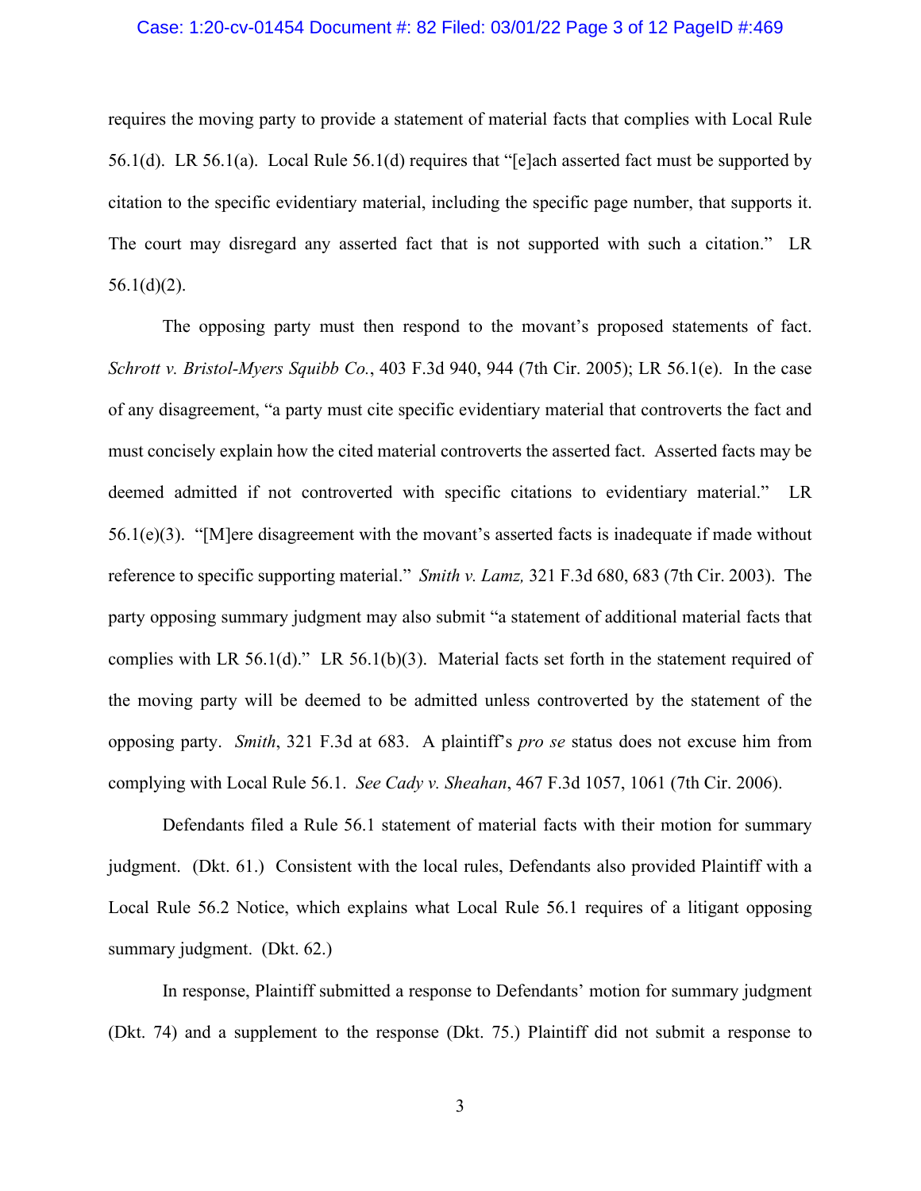requires the moving party to provide a statement of material facts that complies with Local Rule 56.1(d). LR 56.1(a). Local Rule 56.1(d) requires that "[e]ach asserted fact must be supported by citation to the specific evidentiary material, including the specific page number, that supports it. The court may disregard any asserted fact that is not supported with such a citation." LR 56.1(d)(2).

The opposing party must then respond to the movant's proposed statements of fact. *Schrott v. Bristol-Myers Squibb Co.*, 403 F.3d 940, 944 (7th Cir. 2005); LR 56.1(e). In the case of any disagreement, "a party must cite specific evidentiary material that controverts the fact and must concisely explain how the cited material controverts the asserted fact. Asserted facts may be deemed admitted if not controverted with specific citations to evidentiary material." LR 56.1(e)(3). "[M]ere disagreement with the movant's asserted facts is inadequate if made without reference to specific supporting material." *Smith v. Lamz,* 321 F.3d 680, 683 (7th Cir. 2003). The party opposing summary judgment may also submit "a statement of additional material facts that complies with LR 56.1(d)." LR 56.1(b)(3). Material facts set forth in the statement required of the moving party will be deemed to be admitted unless controverted by the statement of the opposing party. *Smith*, 321 F.3d at 683. A plaintiff's *pro se* status does not excuse him from complying with Local Rule 56.1. *See Cady v. Sheahan*, 467 F.3d 1057, 1061 (7th Cir. 2006).

Defendants filed a Rule 56.1 statement of material facts with their motion for summary judgment. (Dkt. 61.) Consistent with the local rules, Defendants also provided Plaintiff with a Local Rule 56.2 Notice, which explains what Local Rule 56.1 requires of a litigant opposing summary judgment. (Dkt. 62.)

In response, Plaintiff submitted a response to Defendants' motion for summary judgment (Dkt. 74) and a supplement to the response (Dkt. 75.) Plaintiff did not submit a response to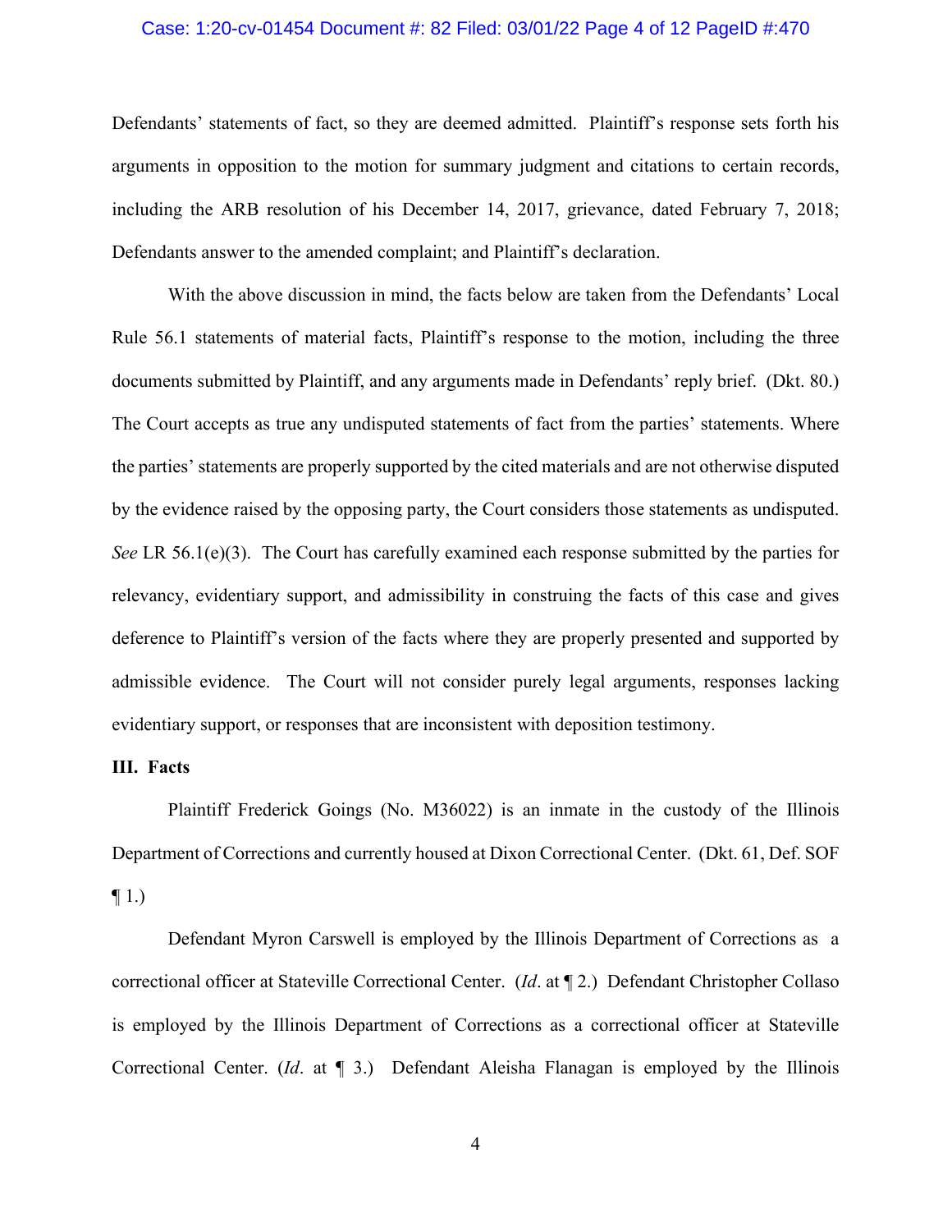Defendants' statements of fact, so they are deemed admitted. Plaintiff's response sets forth his arguments in opposition to the motion for summary judgment and citations to certain records, including the ARB resolution of his December 14, 2017, grievance, dated February 7, 2018; Defendants answer to the amended complaint; and Plaintiff's declaration.

With the above discussion in mind, the facts below are taken from the Defendants' Local Rule 56.1 statements of material facts, Plaintiff's response to the motion, including the three documents submitted by Plaintiff, and any arguments made in Defendants' reply brief. (Dkt. 80.) The Court accepts as true any undisputed statements of fact from the parties' statements. Where the parties' statements are properly supported by the cited materials and are not otherwise disputed by the evidence raised by the opposing party, the Court considers those statements as undisputed. *See* LR 56.1(e)(3). The Court has carefully examined each response submitted by the parties for relevancy, evidentiary support, and admissibility in construing the facts of this case and gives deference to Plaintiff's version of the facts where they are properly presented and supported by admissible evidence. The Court will not consider purely legal arguments, responses lacking evidentiary support, or responses that are inconsistent with deposition testimony.

**III. Facts**

Plaintiff Frederick Goings (No. M36022) is an inmate in the custody of the Illinois Department of Corrections and currently housed at Dixon Correctional Center. (Dkt. 61, Def. SOF ¶ 1.)

Defendant Myron Carswell is employed by the Illinois Department of Corrections as a correctional officer at Stateville Correctional Center. (*Id*. at ¶ 2.) Defendant Christopher Collaso is employed by the Illinois Department of Corrections as a correctional officer at Stateville Correctional Center. (*Id*. at ¶ 3.) Defendant Aleisha Flanagan is employed by the Illinois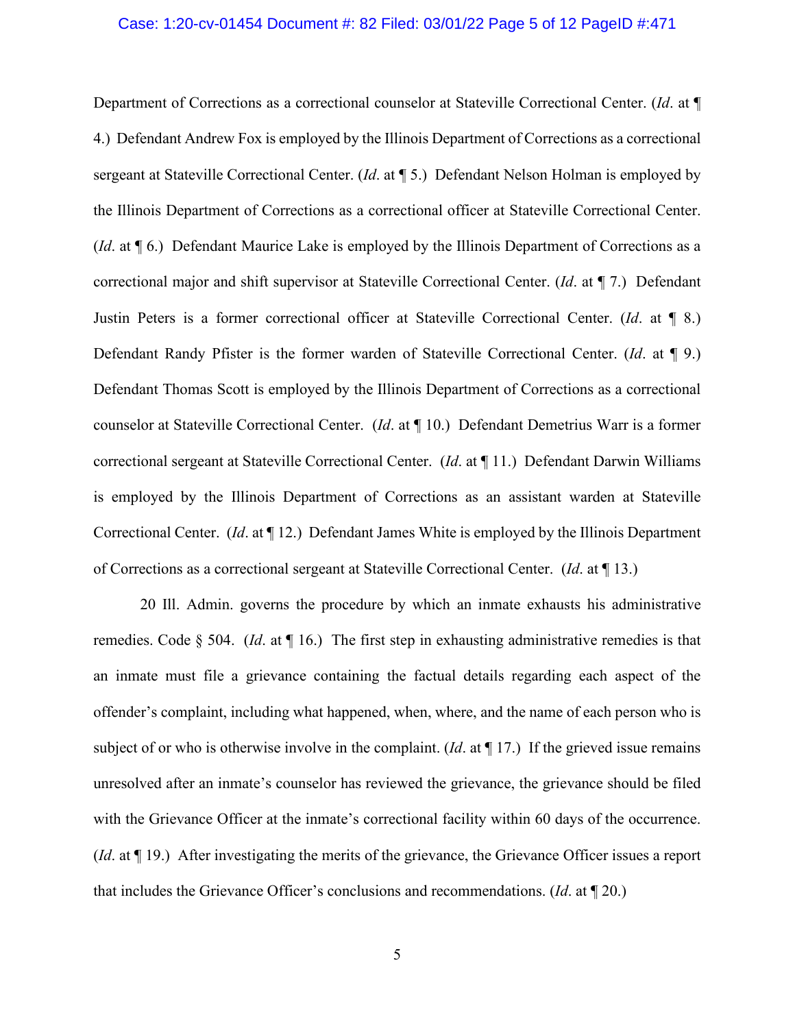Department of Corrections as a correctional counselor at Stateville Correctional Center. (*Id*. at ¶ 4.) Defendant Andrew Fox is employed by the Illinois Department of Corrections as a correctional sergeant at Stateville Correctional Center. (*Id*. at ¶ 5.) Defendant Nelson Holman is employed by the Illinois Department of Corrections as a correctional officer at Stateville Correctional Center. (*Id*. at ¶ 6.) Defendant Maurice Lake is employed by the Illinois Department of Corrections as a correctional major and shift supervisor at Stateville Correctional Center. (*Id*. at ¶ 7.) Defendant Justin Peters is a former correctional officer at Stateville Correctional Center. (*Id*. at ¶ 8.) Defendant Randy Pfister is the former warden of Stateville Correctional Center. (*Id*. at ¶ 9.) Defendant Thomas Scott is employed by the Illinois Department of Corrections as a correctional counselor at Stateville Correctional Center. (*Id*. at ¶ 10.) Defendant Demetrius Warr is a former correctional sergeant at Stateville Correctional Center. (*Id*. at ¶ 11.) Defendant Darwin Williams is employed by the Illinois Department of Corrections as an assistant warden at Stateville Correctional Center. (*Id*. at ¶ 12.) Defendant James White is employed by the Illinois Department of Corrections as a correctional sergeant at Stateville Correctional Center. (*Id*. at ¶ 13.)

20 Ill. Admin. governs the procedure by which an inmate exhausts his administrative remedies. Code § 504. (*Id*. at ¶ 16.) The first step in exhausting administrative remedies is that an inmate must file a grievance containing the factual details regarding each aspect of the offender's complaint, including what happened, when, where, and the name of each person who is subject of or who is otherwise involve in the complaint. (*Id*. at ¶ 17.) If the grieved issue remains unresolved after an inmate's counselor has reviewed the grievance, the grievance should be filed with the Grievance Officer at the inmate's correctional facility within 60 days of the occurrence. (*Id*. at ¶ 19.) After investigating the merits of the grievance, the Grievance Officer issues a report that includes the Grievance Officer's conclusions and recommendations. (*Id*. at ¶ 20.)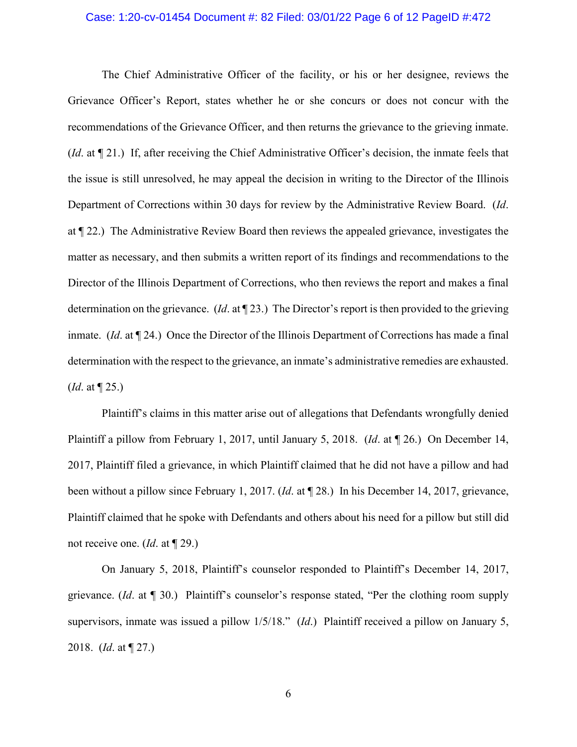The Chief Administrative Officer of the facility, or his or her designee, reviews the Grievance Officer's Report, states whether he or she concurs or does not concur with the recommendations of the Grievance Officer, and then returns the grievance to the grieving inmate. (*Id*. at ¶ 21.) If, after receiving the Chief Administrative Officer's decision, the inmate feels that the issue is still unresolved, he may appeal the decision in writing to the Director of the Illinois Department of Corrections within 30 days for review by the Administrative Review Board. (*Id*. at ¶ 22.) The Administrative Review Board then reviews the appealed grievance, investigates the matter as necessary, and then submits a written report of its findings and recommendations to the Director of the Illinois Department of Corrections, who then reviews the report and makes a final determination on the grievance. (*Id*. at ¶ 23.) The Director's report is then provided to the grieving inmate. (*Id*. at ¶ 24.) Once the Director of the Illinois Department of Corrections has made a final determination with the respect to the grievance, an inmate's administrative remedies are exhausted. (*Id*. at ¶ 25.)

Plaintiff's claims in this matter arise out of allegations that Defendants wrongfully denied Plaintiff a pillow from February 1, 2017, until January 5, 2018. (*Id*. at ¶ 26.) On December 14, 2017, Plaintiff filed a grievance, in which Plaintiff claimed that he did not have a pillow and had been without a pillow since February 1, 2017. (*Id*. at ¶ 28.) In his December 14, 2017, grievance, Plaintiff claimed that he spoke with Defendants and others about his need for a pillow but still did not receive one. (*Id*. at ¶ 29.)

On January 5, 2018, Plaintiff's counselor responded to Plaintiff's December 14, 2017, grievance. (*Id*. at ¶ 30.) Plaintiff's counselor's response stated, "Per the clothing room supply supervisors, inmate was issued a pillow 1/5/18." (*Id*.) Plaintiff received a pillow on January 5, 2018. (*Id*. at ¶ 27.)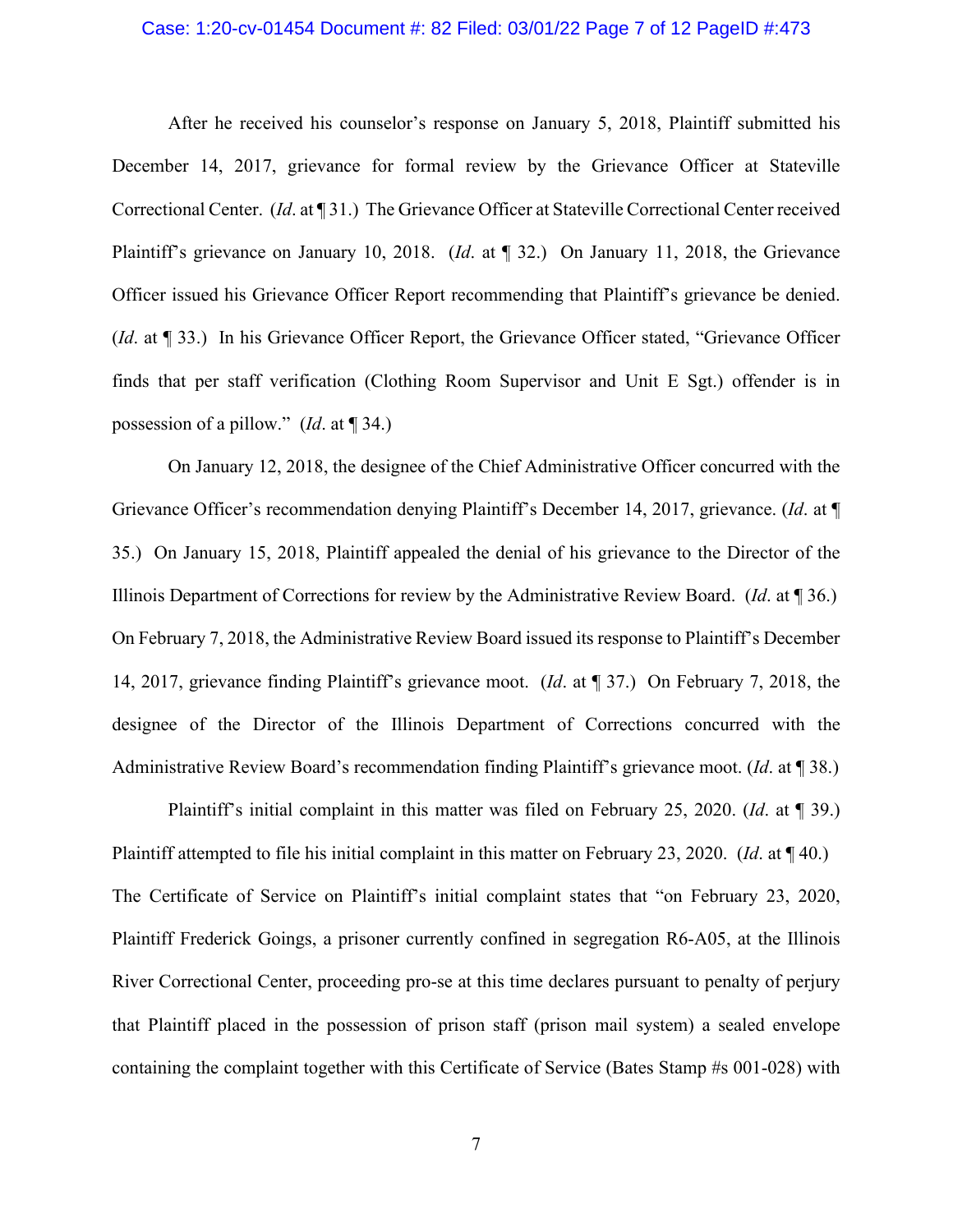After he received his counselor's response on January 5, 2018, Plaintiff submitted his December 14, 2017, grievance for formal review by the Grievance Officer at Stateville Correctional Center. (*Id*. at ¶ 31.) The Grievance Officer at Stateville Correctional Center received Plaintiff's grievance on January 10, 2018. (*Id*. at ¶ 32.) On January 11, 2018, the Grievance Officer issued his Grievance Officer Report recommending that Plaintiff's grievance be denied. (*Id*. at ¶ 33.) In his Grievance Officer Report, the Grievance Officer stated, "Grievance Officer finds that per staff verification (Clothing Room Supervisor and Unit E Sgt.) offender is in possession of a pillow." (*Id*. at ¶ 34.)

On January 12, 2018, the designee of the Chief Administrative Officer concurred with the Grievance Officer's recommendation denying Plaintiff's December 14, 2017, grievance. (*Id*. at ¶ 35.) On January 15, 2018, Plaintiff appealed the denial of his grievance to the Director of the Illinois Department of Corrections for review by the Administrative Review Board. (*Id*. at ¶ 36.) On February 7, 2018, the Administrative Review Board issued its response to Plaintiff's December 14, 2017, grievance finding Plaintiff's grievance moot. (*Id*. at ¶ 37.) On February 7, 2018, the designee of the Director of the Illinois Department of Corrections concurred with the Administrative Review Board's recommendation finding Plaintiff's grievance moot. (*Id*. at ¶ 38.)

Plaintiff's initial complaint in this matter was filed on February 25, 2020. (*Id*. at ¶ 39.) Plaintiff attempted to file his initial complaint in this matter on February 23, 2020. (*Id*. at ¶ 40.) The Certificate of Service on Plaintiff's initial complaint states that "on February 23, 2020, Plaintiff Frederick Goings, a prisoner currently confined in segregation R6-A05, at the Illinois River Correctional Center, proceeding pro-se at this time declares pursuant to penalty of perjury that Plaintiff placed in the possession of prison staff (prison mail system) a sealed envelope containing the complaint together with this Certificate of Service (Bates Stamp #s 001-028) with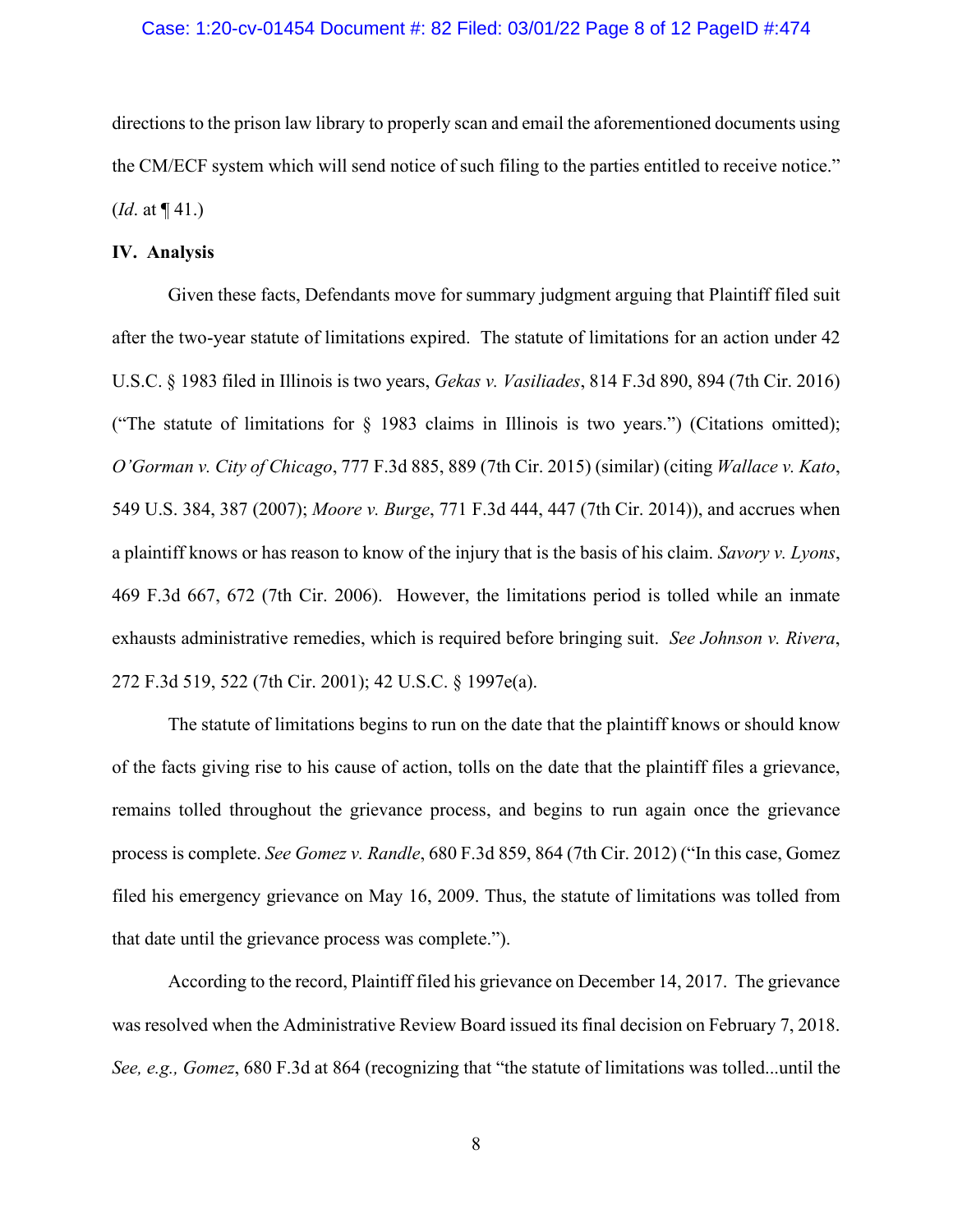directions to the prison law library to properly scan and email the aforementioned documents using the CM/ECF system which will send notice of such filing to the parties entitled to receive notice." (*Id*. at ¶ 41.)

## IV. Analysis

Given these facts, Defendants move for summary judgment arguing that Plaintiff filed suit after the two-year statute of limitations expired. The statute of limitations for an action under 42 U.S.C. § 1983 filed in Illinois is two years, *Gekas v. Vasiliades*, 814 F.3d 890, 894 (7th Cir. 2016) ("The statute of limitations for § 1983 claims in Illinois is two years.") (Citations omitted); *O'Gorman v. City of Chicago*, 777 F.3d 885, 889 (7th Cir. 2015) (similar) (citing *Wallace v. Kato*, 549 U.S. 384, 387 (2007); *Moore v. Burge*, 771 F.3d 444, 447 (7th Cir. 2014)), and accrues when a plaintiff knows or has reason to know of the injury that is the basis of his claim. *Savory v. Lyons*, 469 F.3d 667, 672 (7th Cir. 2006). However, the limitations period is tolled while an inmate exhausts administrative remedies, which is required before bringing suit. *See Johnson v. Rivera*, 272 F.3d 519, 522 (7th Cir. 2001); 42 U.S.C. § 1997e(a).

The statute of limitations begins to run on the date that the plaintiff knows or should know of the facts giving rise to his cause of action, tolls on the date that the plaintiff files a grievance, remains tolled throughout the grievance process, and begins to run again once the grievance process is complete. *See Gomez v. Randle*, 680 F.3d 859, 864 (7th Cir. 2012) ("In this case, Gomez filed his emergency grievance on May 16, 2009. Thus, the statute of limitations was tolled from that date until the grievance process was complete.").

According to the record, Plaintiff filed his grievance on December 14, 2017. The grievance was resolved when the Administrative Review Board issued its final decision on February 7, 2018. *See, e.g., Gomez*, 680 F.3d at 864 (recognizing that "the statute of limitations was tolled...until the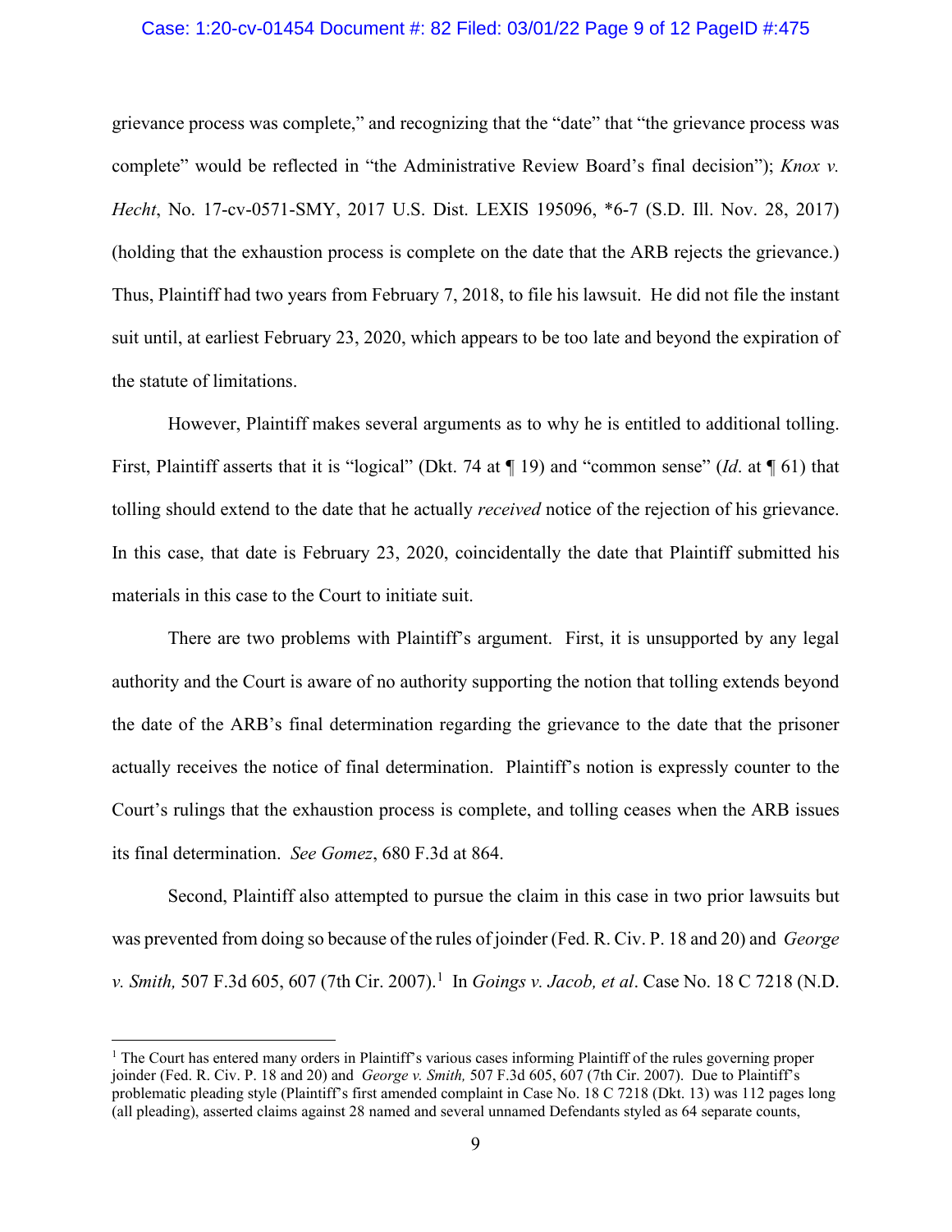grievance process was complete," and recognizing that the "date" that "the grievance process was complete" would be reflected in "the Administrative Review Board's final decision"); *Knox v. Hecht*, No. 17-cv-0571-SMY, 2017 U.S. Dist. LEXIS 195096, *6-7 (S.D. Ill. Nov. 28, 2017) (holding that the exhaustion process is complete on the date that the ARB rejects the grievance.) Thus, Plaintiff had two years from February 7, 2018, to file his lawsuit. He did not file the instant suit until, at earliest February 23, 2020, which appears to be too late and beyond the expiration of the statute of limitations.

However, Plaintiff makes several arguments as to why he is entitled to additional tolling. First, Plaintiff asserts that it is "logical" (Dkt. 74 at ¶ 19) and "common sense" (*Id*. at ¶ 61) that tolling should extend to the date that he actually *received* notice of the rejection of his grievance. In this case, that date is February 23, 2020, coincidentally the date that Plaintiff submitted his materials in this case to the Court to initiate suit.

There are two problems with Plaintiff's argument. First, it is unsupported by any legal authority and the Court is aware of no authority supporting the notion that tolling extends beyond the date of the ARB's final determination regarding the grievance to the date that the prisoner actually receives the notice of final determination. Plaintiff's notion is expressly counter to the Court's rulings that the exhaustion process is complete, and tolling ceases when the ARB issues its final determination. *See Gomez*, 680 F.3d at 864.

Second, Plaintiff also attempted to pursue the claim in this case in two prior lawsuits but was prevented from doing so because of the rules of joinder (Fed. R. Civ. P. 18 and 20) and *George v. Smith,* 507 F.3d 605, 607 (7th Cir. 2007).[1] In *Goings v. Jacob, et al*. Case No. 18 C 7218 (N.D.

[1] The Court has entered many orders in Plaintiff's various cases informing Plaintiff of the rules governing proper joinder (Fed. R. Civ. P. 18 and 20) and *George v. Smith,* 507 F.3d 605, 607 (7th Cir. 2007). Due to Plaintiff's problematic pleading style (Plaintiff's first amended complaint in Case No. 18 C 7218 (Dkt. 13) was 112 pages long (all pleading), asserted claims against 28 named and several unnamed Defendants styled as 64 separate counts,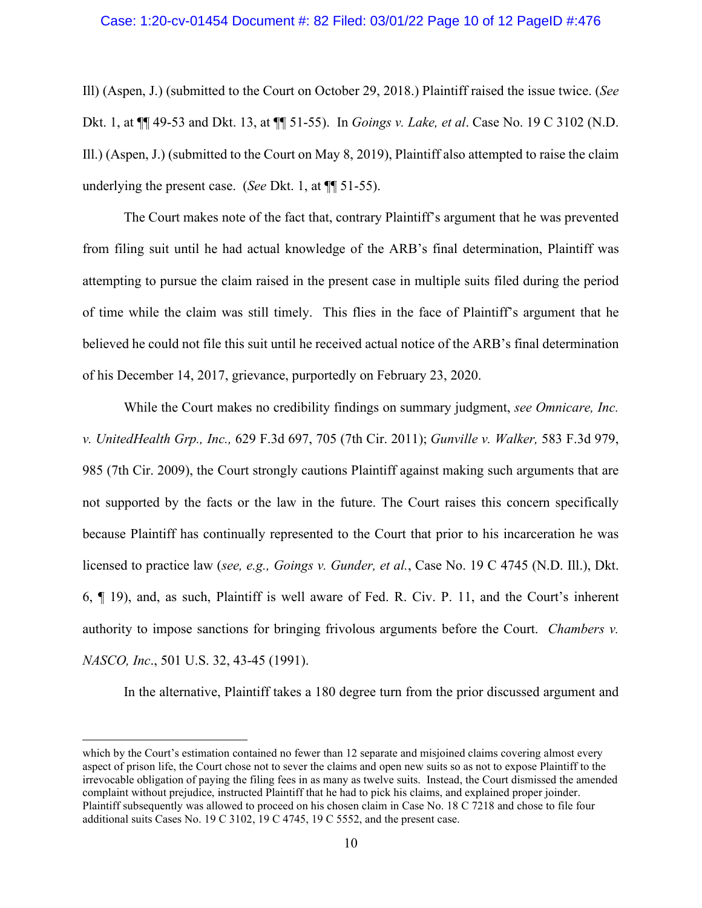Ill) (Aspen, J.) (submitted to the Court on October 29, 2018.) Plaintiff raised the issue twice. (*See* Dkt. 1, at ¶¶ 49-53 and Dkt. 13, at ¶¶ 51-55). In *Goings v. Lake, et al*. Case No. 19 C 3102 (N.D. Ill.) (Aspen, J.) (submitted to the Court on May 8, 2019), Plaintiff also attempted to raise the claim underlying the present case. (*See* Dkt. 1, at ¶¶ 51-55).

The Court makes note of the fact that, contrary Plaintiff's argument that he was prevented from filing suit until he had actual knowledge of the ARB's final determination, Plaintiff was attempting to pursue the claim raised in the present case in multiple suits filed during the period of time while the claim was still timely. This flies in the face of Plaintiff's argument that he believed he could not file this suit until he received actual notice of the ARB's final determination of his December 14, 2017, grievance, purportedly on February 23, 2020.

While the Court makes no credibility findings on summary judgment, *see Omnicare, Inc. v. UnitedHealth Grp., Inc.,* 629 F.3d 697, 705 (7th Cir. 2011); *Gunville v. Walker,* 583 F.3d 979, 985 (7th Cir. 2009), the Court strongly cautions Plaintiff against making such arguments that are not supported by the facts or the law in the future. The Court raises this concern specifically because Plaintiff has continually represented to the Court that prior to his incarceration he was licensed to practice law (*see, e.g., Goings v. Gunder, et al.*, Case No. 19 C 4745 (N.D. Ill.), Dkt. 6, ¶ 19), and, as such, Plaintiff is well aware of Fed. R. Civ. P. 11, and the Court's inherent authority to impose sanctions for bringing frivolous arguments before the Court. *Chambers v. NASCO, Inc*., 501 U.S. 32, 43-45 (1991).

In the alternative, Plaintiff takes a 180 degree turn from the prior discussed argument and

---

which by the Court's estimation contained no fewer than 12 separate and misjoined claims covering almost every aspect of prison life, the Court chose not to sever the claims and open new suits so as not to expose Plaintiff to the irrevocable obligation of paying the filing fees in as many as twelve suits. Instead, the Court dismissed the amended complaint without prejudice, instructed Plaintiff that he had to pick his claims, and explained proper joinder. Plaintiff subsequently was allowed to proceed on his chosen claim in Case No. 18 C 7218 and chose to file four additional suits Cases No. 19 C 3102, 19 C 4745, 19 C 5552, and the present case.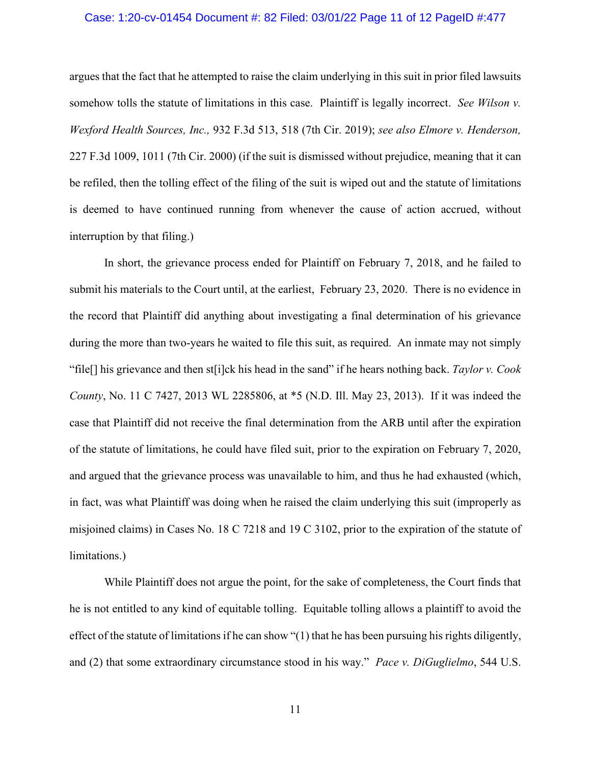argues that the fact that he attempted to raise the claim underlying in this suit in prior filed lawsuits somehow tolls the statute of limitations in this case. Plaintiff is legally incorrect. *See Wilson v. Wexford Health Sources, Inc.,* 932 F.3d 513, 518 (7th Cir. 2019); *see also Elmore v. Henderson,* 227 F.3d 1009, 1011 (7th Cir. 2000) (if the suit is dismissed without prejudice, meaning that it can be refiled, then the tolling effect of the filing of the suit is wiped out and the statute of limitations is deemed to have continued running from whenever the cause of action accrued, without interruption by that filing.)

In short, the grievance process ended for Plaintiff on February 7, 2018, and he failed to submit his materials to the Court until, at the earliest, February 23, 2020. There is no evidence in the record that Plaintiff did anything about investigating a final determination of his grievance during the more than two-years he waited to file this suit, as required. An inmate may not simply "file[] his grievance and then st[i]ck his head in the sand" if he hears nothing back. *Taylor v. Cook County*, No. 11 C 7427, 2013 WL 2285806, at *5 (N.D. Ill. May 23, 2013). If it was indeed the case that Plaintiff did not receive the final determination from the ARB until after the expiration of the statute of limitations, he could have filed suit, prior to the expiration on February 7, 2020, and argued that the grievance process was unavailable to him, and thus he had exhausted (which, in fact, was what Plaintiff was doing when he raised the claim underlying this suit (improperly as misjoined claims) in Cases No. 18 C 7218 and 19 C 3102, prior to the expiration of the statute of limitations.)

While Plaintiff does not argue the point, for the sake of completeness, the Court finds that he is not entitled to any kind of equitable tolling. Equitable tolling allows a plaintiff to avoid the effect of the statute of limitations if he can show "(1) that he has been pursuing his rights diligently, and (2) that some extraordinary circumstance stood in his way." *Pace v. DiGuglielmo*, 544 U.S.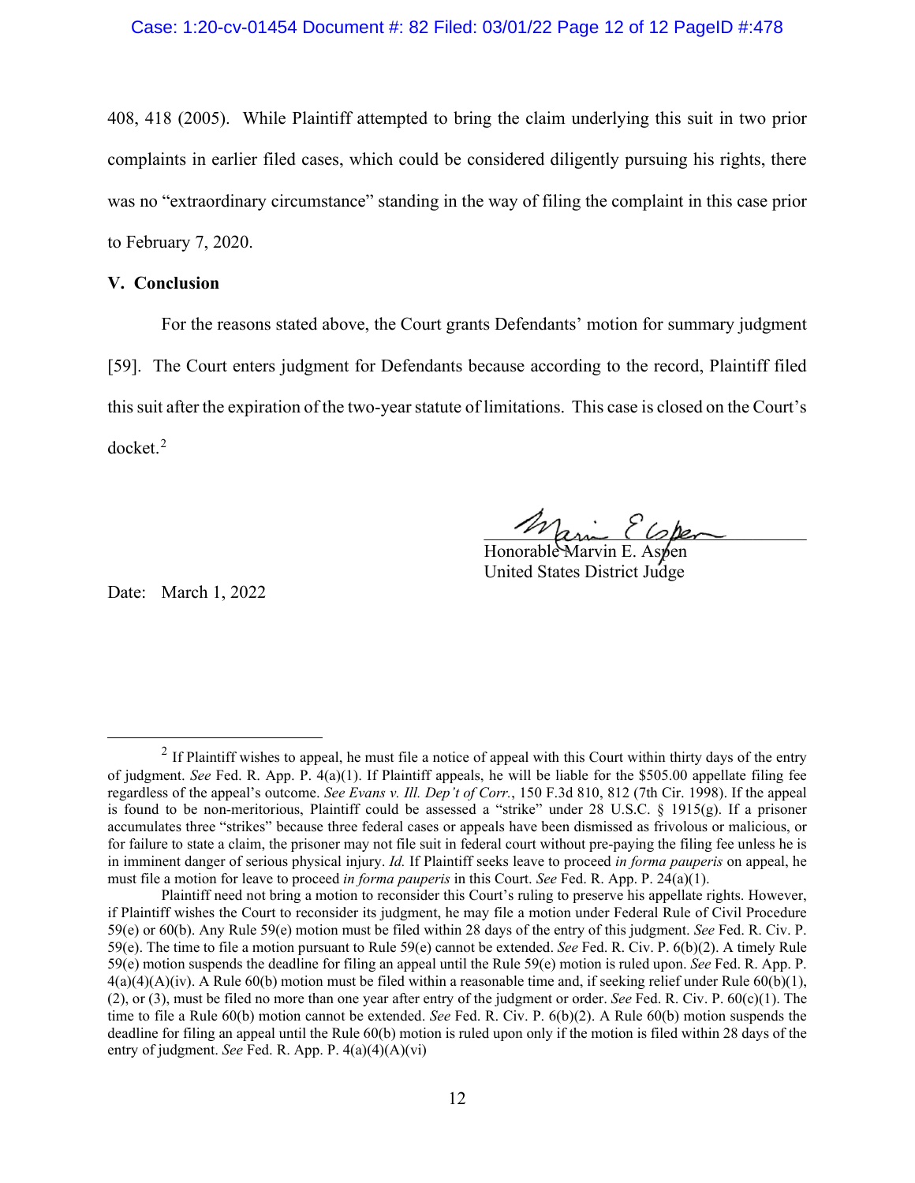408, 418 (2005). While Plaintiff attempted to bring the claim underlying this suit in two prior complaints in earlier filed cases, which could be considered diligently pursuing his rights, there was no "extraordinary circumstance" standing in the way of filing the complaint in this case prior to February 7, 2020.

## V. Conclusion

For the reasons stated above, the Court grants Defendants' motion for summary judgment [59]. The Court enters judgment for Defendants because according to the record, Plaintiff filed this suit after the expiration of the two-year statute of limitations. This case is closed on the Court's docket.[2]

Honorable Marvin E. Aspen
United States District Judge

Date: March 1, 2022

---

[2] If Plaintiff wishes to appeal, he must file a notice of appeal with this Court within thirty days of the entry of judgment. *See* Fed. R. App. P. 4(a)(1). If Plaintiff appeals, he will be liable for the $505.00 appellate filing fee regardless of the appeal's outcome. *See Evans v. Ill. Dep't of Corr.*, 150 F.3d 810, 812 (7th Cir. 1998). If the appeal is found to be non-meritorious, Plaintiff could be assessed a "strike" under 28 U.S.C. § 1915(g). If a prisoner accumulates three "strikes" because three federal cases or appeals have been dismissed as frivolous or malicious, or for failure to state a claim, the prisoner may not file suit in federal court without pre-paying the filing fee unless he is in imminent danger of serious physical injury. *Id.* If Plaintiff seeks leave to proceed *in forma pauperis* on appeal, he must file a motion for leave to proceed *in forma pauperis* in this Court. *See* Fed. R. App. P. 24(a)(1).

Plaintiff need not bring a motion to reconsider this Court's ruling to preserve his appellate rights. However, if Plaintiff wishes the Court to reconsider its judgment, he may file a motion under Federal Rule of Civil Procedure 59(e) or 60(b). Any Rule 59(e) motion must be filed within 28 days of the entry of this judgment. *See* Fed. R. Civ. P. 59(e). The time to file a motion pursuant to Rule 59(e) cannot be extended. *See* Fed. R. Civ. P. 6(b)(2). A timely Rule 59(e) motion suspends the deadline for filing an appeal until the Rule 59(e) motion is ruled upon. *See* Fed. R. App. P. 4(a)(4)(A)(iv). A Rule 60(b) motion must be filed within a reasonable time and, if seeking relief under Rule 60(b)(1), (2), or (3), must be filed no more than one year after entry of the judgment or order. *See* Fed. R. Civ. P. 60(c)(1). The time to file a Rule 60(b) motion cannot be extended. *See* Fed. R. Civ. P. 6(b)(2). A Rule 60(b) motion suspends the deadline for filing an appeal until the Rule 60(b) motion is ruled upon only if the motion is filed within 28 days of the entry of judgment. *See* Fed. R. App. P. 4(a)(4)(A)(vi)